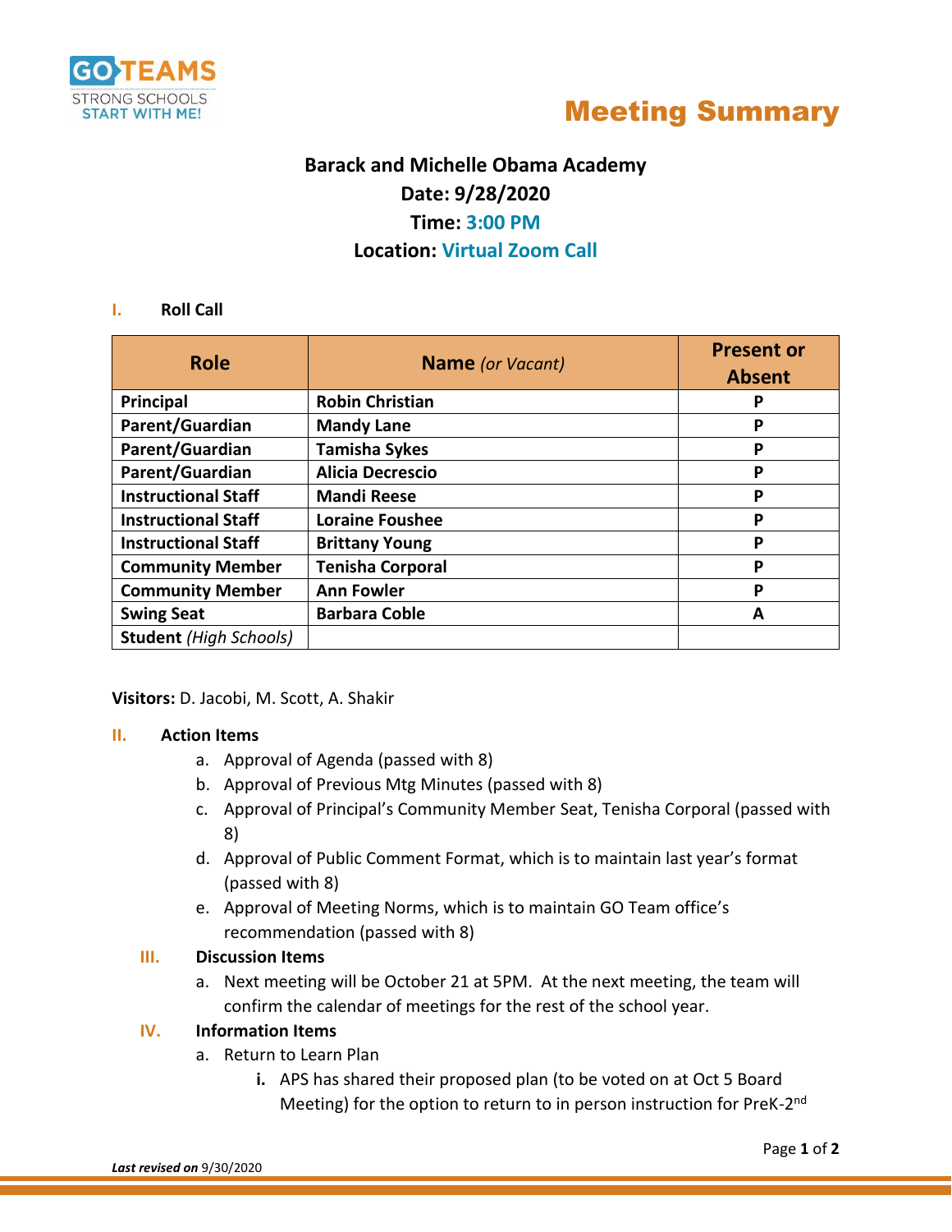# Meeting Summary

**Barack and Michelle Obama Academy**
**Date: 9/28/2020**
**Time: 3:00 PM**
**Location: Virtual Zoom Call**

## I. Roll Call

| Role | Name *(or Vacant)* | Present or Absent |
|---|---|---|
| **Principal** | **Robin Christian** | **P** |
| **Parent/Guardian** | **Mandy Lane** | **P** |
| **Parent/Guardian** | **Tamisha Sykes** | **P** |
| **Parent/Guardian** | **Alicia Decrescio** | **P** |
| **Instructional Staff** | **Mandi Reese** | **P** |
| **Instructional Staff** | **Loraine Foushee** | **P** |
| **Instructional Staff** | **Brittany Young** | **P** |
| **Community Member** | **Tenisha Corporal** | **P** |
| **Community Member** | **Ann Fowler** | **P** |
| **Swing Seat** | **Barbara Coble** | **A** |
| **Student** *(High Schools)* | | |

**Visitors:** D. Jacobi, M. Scott, A. Shakir

## II. Action Items

a. Approval of Agenda (passed with 8)
b. Approval of Previous Mtg Minutes (passed with 8)
c. Approval of Principal's Community Member Seat, Tenisha Corporal (passed with 8)
d. Approval of Public Comment Format, which is to maintain last year's format (passed with 8)
e. Approval of Meeting Norms, which is to maintain GO Team office's recommendation (passed with 8)

## III. Discussion Items

a. Next meeting will be October 21 at 5PM. At the next meeting, the team will confirm the calendar of meetings for the rest of the school year.

## IV. Information Items

a. Return to Learn Plan
   i. APS has shared their proposed plan (to be voted on at Oct 5 Board Meeting) for the option to return to in person instruction for PreK-2nd

*Last revised on* 9/30/2020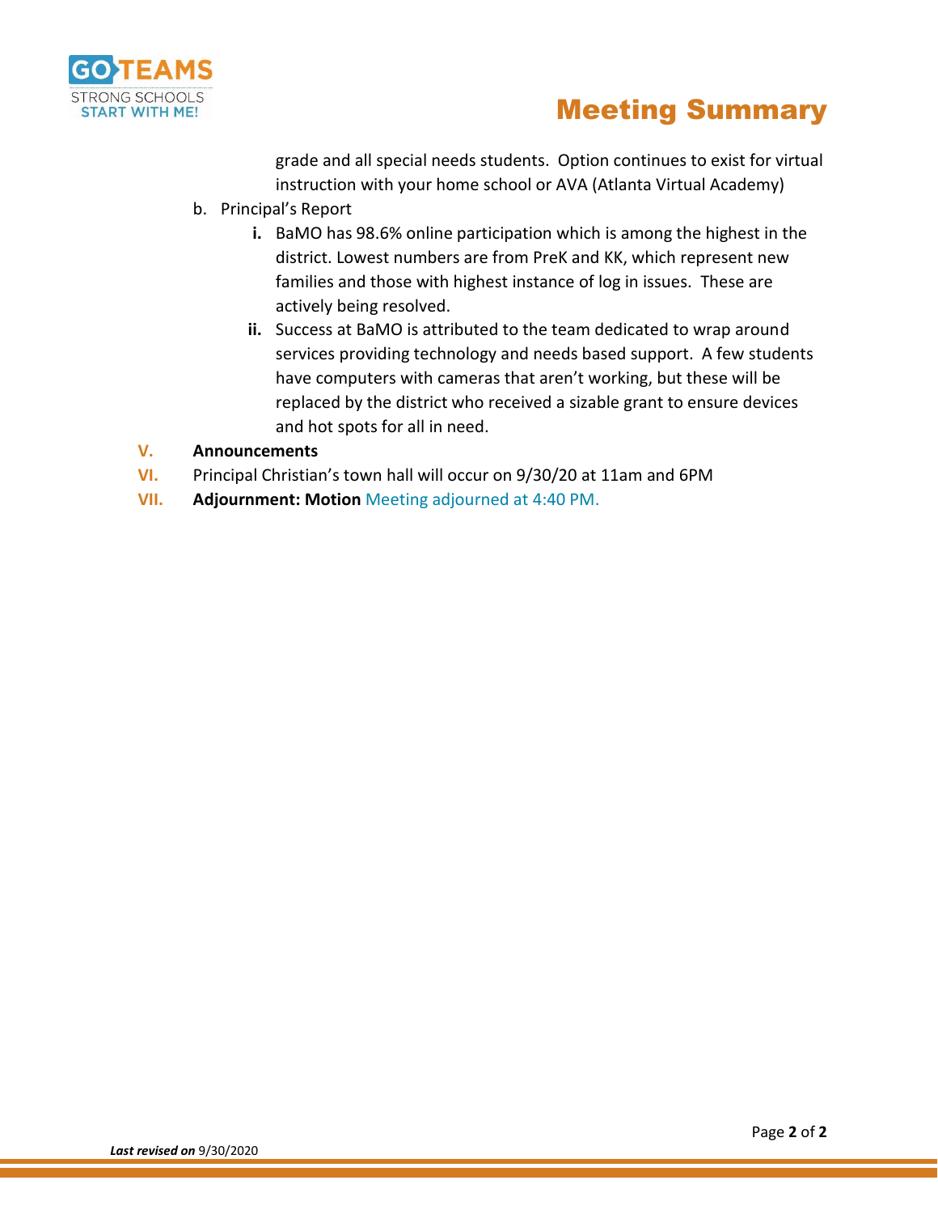grade and all special needs students. Option continues to exist for virtual instruction with your home school or AVA (Atlanta Virtual Academy)

b. Principal's Report
   - **i.** BaMO has 98.6% online participation which is among the highest in the district. Lowest numbers are from PreK and KK, which represent new families and those with highest instance of log in issues. These are actively being resolved.
   - **ii.** Success at BaMO is attributed to the team dedicated to wrap around services providing technology and needs based support. A few students have computers with cameras that aren't working, but these will be replaced by the district who received a sizable grant to ensure devices and hot spots for all in need.

**V. Announcements**

VI. Principal Christian's town hall will occur on 9/30/20 at 11am and 6PM

**VII. Adjournment: Motion** Meeting adjourned at 4:40 PM.

***Last revised on*** 9/30/2020